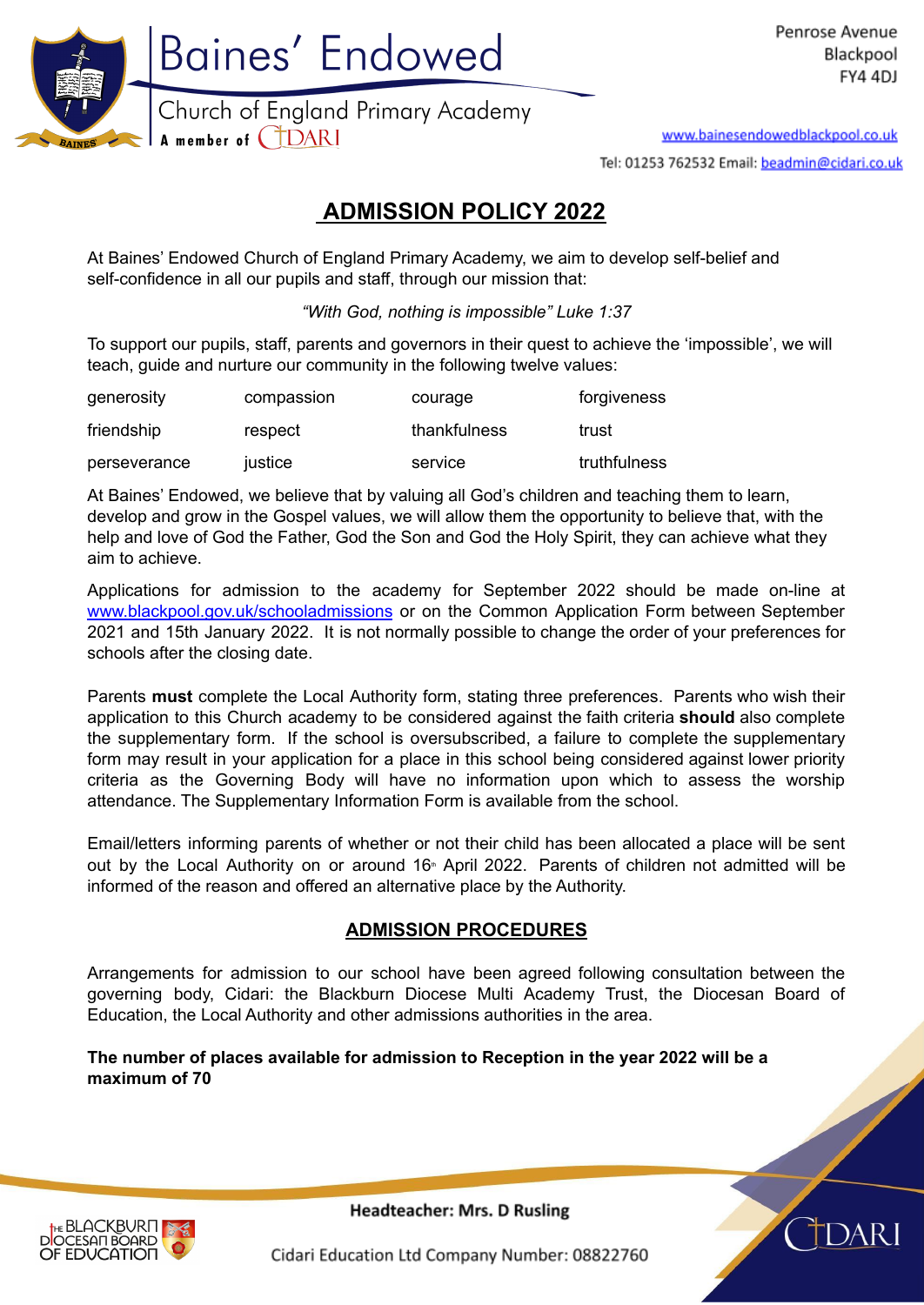# Baines' Endowed

Church of England Primary Academy

A member of CIDARI

Penrose Avenue
Blackpool
FY4 4DJ

www.bainesendowedblackpool.co.uk

Tel: 01253 762532 Email: beadmin@cidari.co.uk

## ADMISSION POLICY 2022

At Baines' Endowed Church of England Primary Academy, we aim to develop self-belief and self-confidence in all our pupils and staff, through our mission that:

*"With God, nothing is impossible" Luke 1:37*

To support our pupils, staff, parents and governors in their quest to achieve the 'impossible', we will teach, guide and nurture our community in the following twelve values:

| | | | |
|---|---|---|---|
| generosity | compassion | courage | forgiveness |
| friendship | respect | thankfulness | trust |
| perseverance | justice | service | truthfulness |

At Baines' Endowed, we believe that by valuing all God's children and teaching them to learn, develop and grow in the Gospel values, we will allow them the opportunity to believe that, with the help and love of God the Father, God the Son and God the Holy Spirit, they can achieve what they aim to achieve.

Applications for admission to the academy for September 2022 should be made on-line at www.blackpool.gov.uk/schooladmissions or on the Common Application Form between September 2021 and 15th January 2022. It is not normally possible to change the order of your preferences for schools after the closing date.

Parents **must** complete the Local Authority form, stating three preferences. Parents who wish their application to this Church academy to be considered against the faith criteria **should** also complete the supplementary form. If the school is oversubscribed, a failure to complete the supplementary form may result in your application for a place in this school being considered against lower priority criteria as the Governing Body will have no information upon which to assess the worship attendance. The Supplementary Information Form is available from the school.

Email/letters informing parents of whether or not their child has been allocated a place will be sent out by the Local Authority on or around 16th April 2022. Parents of children not admitted will be informed of the reason and offered an alternative place by the Authority.

## ADMISSION PROCEDURES

Arrangements for admission to our school have been agreed following consultation between the governing body, Cidari: the Blackburn Diocese Multi Academy Trust, the Diocesan Board of Education, the Local Authority and other admissions authorities in the area.

**The number of places available for admission to Reception in the year 2022 will be a maximum of 70**

Headteacher: Mrs. D Rusling

Cidari Education Ltd Company Number: 08822760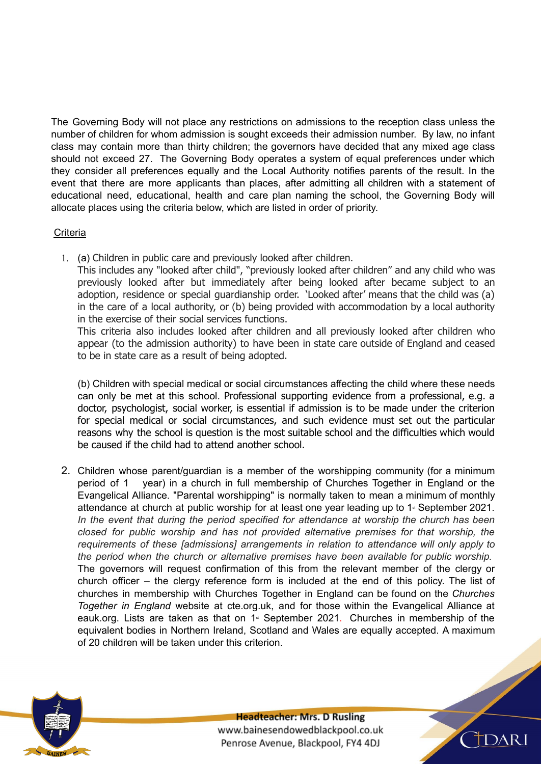The Governing Body will not place any restrictions on admissions to the reception class unless the number of children for whom admission is sought exceeds their admission number. By law, no infant class may contain more than thirty children; the governors have decided that any mixed age class should not exceed 27. The Governing Body operates a system of equal preferences under which they consider all preferences equally and the Local Authority notifies parents of the result. In the event that there are more applicants than places, after admitting all children with a statement of educational need, educational, health and care plan naming the school, the Governing Body will allocate places using the criteria below, which are listed in order of priority.

Criteria

1. (a) Children in public care and previously looked after children.
   This includes any "looked after child", "previously looked after children" and any child who was previously looked after but immediately after being looked after became subject to an adoption, residence or special guardianship order. 'Looked after' means that the child was (a) in the care of a local authority, or (b) being provided with accommodation by a local authority in the exercise of their social services functions.
   This criteria also includes looked after children and all previously looked after children who appear (to the admission authority) to have been in state care outside of England and ceased to be in state care as a result of being adopted.

   (b) Children with special medical or social circumstances affecting the child where these needs can only be met at this school. Professional supporting evidence from a professional, e.g. a doctor, psychologist, social worker, is essential if admission is to be made under the criterion for special medical or social circumstances, and such evidence must set out the particular reasons why the school is question is the most suitable school and the difficulties which would be caused if the child had to attend another school.

2. Children whose parent/guardian is a member of the worshipping community (for a minimum period of 1 year) in a church in full membership of Churches Together in England or the Evangelical Alliance. "Parental worshipping" is normally taken to mean a minimum of monthly attendance at church at public worship for at least one year leading up to 1st September 2021. *In the event that during the period specified for attendance at worship the church has been closed for public worship and has not provided alternative premises for that worship, the requirements of these [admissions] arrangements in relation to attendance will only apply to the period when the church or alternative premises have been available for public worship.* The governors will request confirmation of this from the relevant member of the clergy or church officer – the clergy reference form is included at the end of this policy. The list of churches in membership with Churches Together in England can be found on the *Churches Together in England* website at cte.org.uk, and for those within the Evangelical Alliance at eauk.org. Lists are taken as that on 1st September 2021. Churches in membership of the equivalent bodies in Northern Ireland, Scotland and Wales are equally accepted. A maximum of 20 children will be taken under this criterion.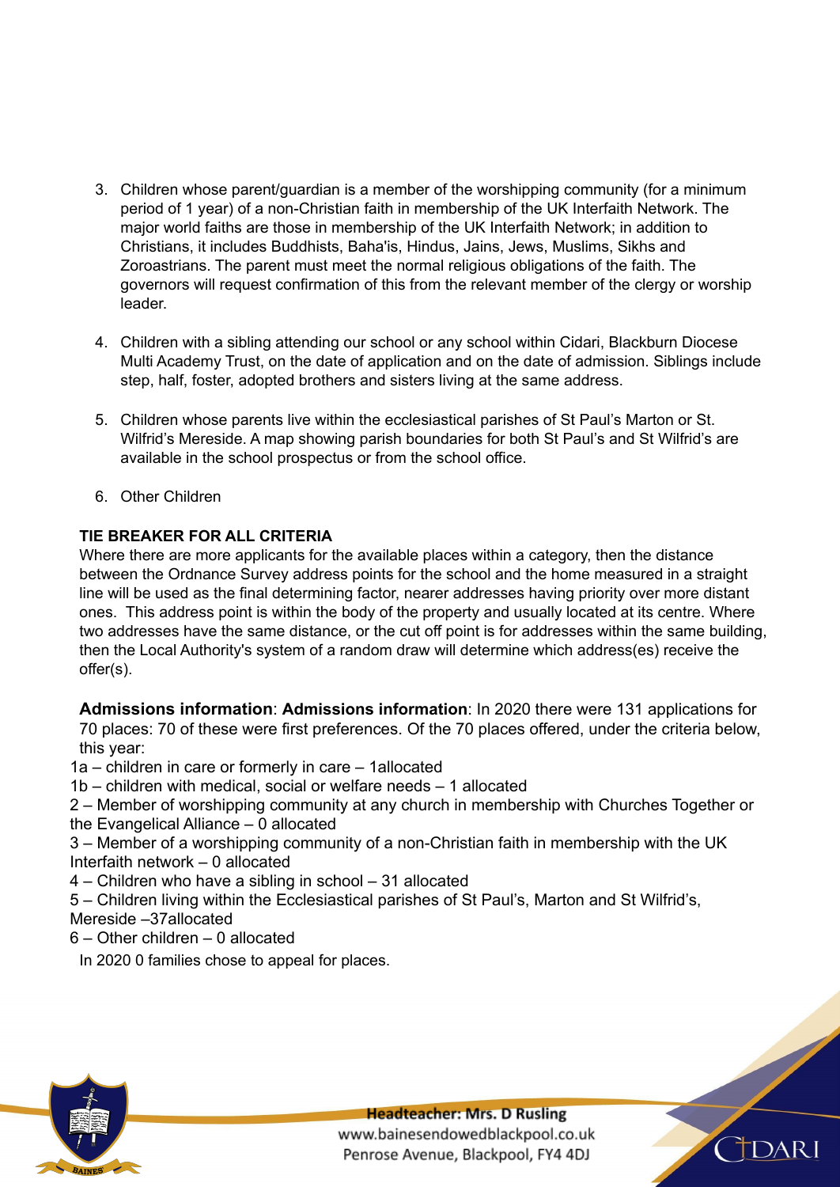3. Children whose parent/guardian is a member of the worshipping community (for a minimum period of 1 year) of a non-Christian faith in membership of the UK Interfaith Network. The major world faiths are those in membership of the UK Interfaith Network; in addition to Christians, it includes Buddhists, Baha'is, Hindus, Jains, Jews, Muslims, Sikhs and Zoroastrians. The parent must meet the normal religious obligations of the faith. The governors will request confirmation of this from the relevant member of the clergy or worship leader.

4. Children with a sibling attending our school or any school within Cidari, Blackburn Diocese Multi Academy Trust, on the date of application and on the date of admission. Siblings include step, half, foster, adopted brothers and sisters living at the same address.

5. Children whose parents live within the ecclesiastical parishes of St Paul's Marton or St. Wilfrid's Mereside. A map showing parish boundaries for both St Paul's and St Wilfrid's are available in the school prospectus or from the school office.

6. Other Children

**TIE BREAKER FOR ALL CRITERIA**

Where there are more applicants for the available places within a category, then the distance between the Ordnance Survey address points for the school and the home measured in a straight line will be used as the final determining factor, nearer addresses having priority over more distant ones. This address point is within the body of the property and usually located at its centre. Where two addresses have the same distance, or the cut off point is for addresses within the same building, then the Local Authority's system of a random draw will determine which address(es) receive the offer(s).

**Admissions information**: **Admissions information**: In 2020 there were 131 applications for 70 places: 70 of these were first preferences. Of the 70 places offered, under the criteria below, this year:

1a – children in care or formerly in care – 1allocated
1b – children with medical, social or welfare needs – 1 allocated
2 – Member of worshipping community at any church in membership with Churches Together or the Evangelical Alliance – 0 allocated
3 – Member of a worshipping community of a non-Christian faith in membership with the UK Interfaith network – 0 allocated
4 – Children who have a sibling in school – 31 allocated
5 – Children living within the Ecclesiastical parishes of St Paul's, Marton and St Wilfrid's, Mereside –37allocated
6 – Other children – 0 allocated

In 2020 0 families chose to appeal for places.

**Headteacher: Mrs. D Rusling**
www.bainesendowedblackpool.co.uk
Penrose Avenue, Blackpool, FY4 4DJ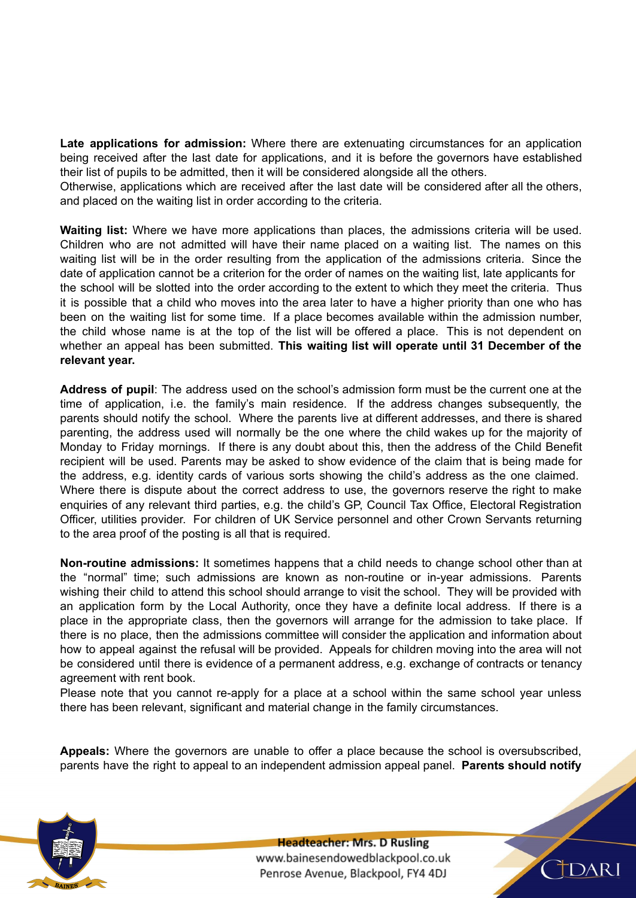**Late applications for admission:** Where there are extenuating circumstances for an application being received after the last date for applications, and it is before the governors have established their list of pupils to be admitted, then it will be considered alongside all the others.
Otherwise, applications which are received after the last date will be considered after all the others, and placed on the waiting list in order according to the criteria.

**Waiting list:** Where we have more applications than places, the admissions criteria will be used. Children who are not admitted will have their name placed on a waiting list. The names on this waiting list will be in the order resulting from the application of the admissions criteria. Since the date of application cannot be a criterion for the order of names on the waiting list, late applicants for the school will be slotted into the order according to the extent to which they meet the criteria. Thus it is possible that a child who moves into the area later to have a higher priority than one who has been on the waiting list for some time. If a place becomes available within the admission number, the child whose name is at the top of the list will be offered a place. This is not dependent on whether an appeal has been submitted. **This waiting list will operate until 31 December of the relevant year.**

**Address of pupil**: The address used on the school's admission form must be the current one at the time of application, i.e. the family's main residence. If the address changes subsequently, the parents should notify the school. Where the parents live at different addresses, and there is shared parenting, the address used will normally be the one where the child wakes up for the majority of Monday to Friday mornings. If there is any doubt about this, then the address of the Child Benefit recipient will be used. Parents may be asked to show evidence of the claim that is being made for the address, e.g. identity cards of various sorts showing the child's address as the one claimed. Where there is dispute about the correct address to use, the governors reserve the right to make enquiries of any relevant third parties, e.g. the child's GP, Council Tax Office, Electoral Registration Officer, utilities provider. For children of UK Service personnel and other Crown Servants returning to the area proof of the posting is all that is required.

**Non-routine admissions:** It sometimes happens that a child needs to change school other than at the "normal" time; such admissions are known as non-routine or in-year admissions. Parents wishing their child to attend this school should arrange to visit the school. They will be provided with an application form by the Local Authority, once they have a definite local address. If there is a place in the appropriate class, then the governors will arrange for the admission to take place. If there is no place, then the admissions committee will consider the application and information about how to appeal against the refusal will be provided. Appeals for children moving into the area will not be considered until there is evidence of a permanent address, e.g. exchange of contracts or tenancy agreement with rent book.
Please note that you cannot re-apply for a place at a school within the same school year unless there has been relevant, significant and material change in the family circumstances.

**Appeals:** Where the governors are unable to offer a place because the school is oversubscribed, parents have the right to appeal to an independent admission appeal panel. **Parents should notify**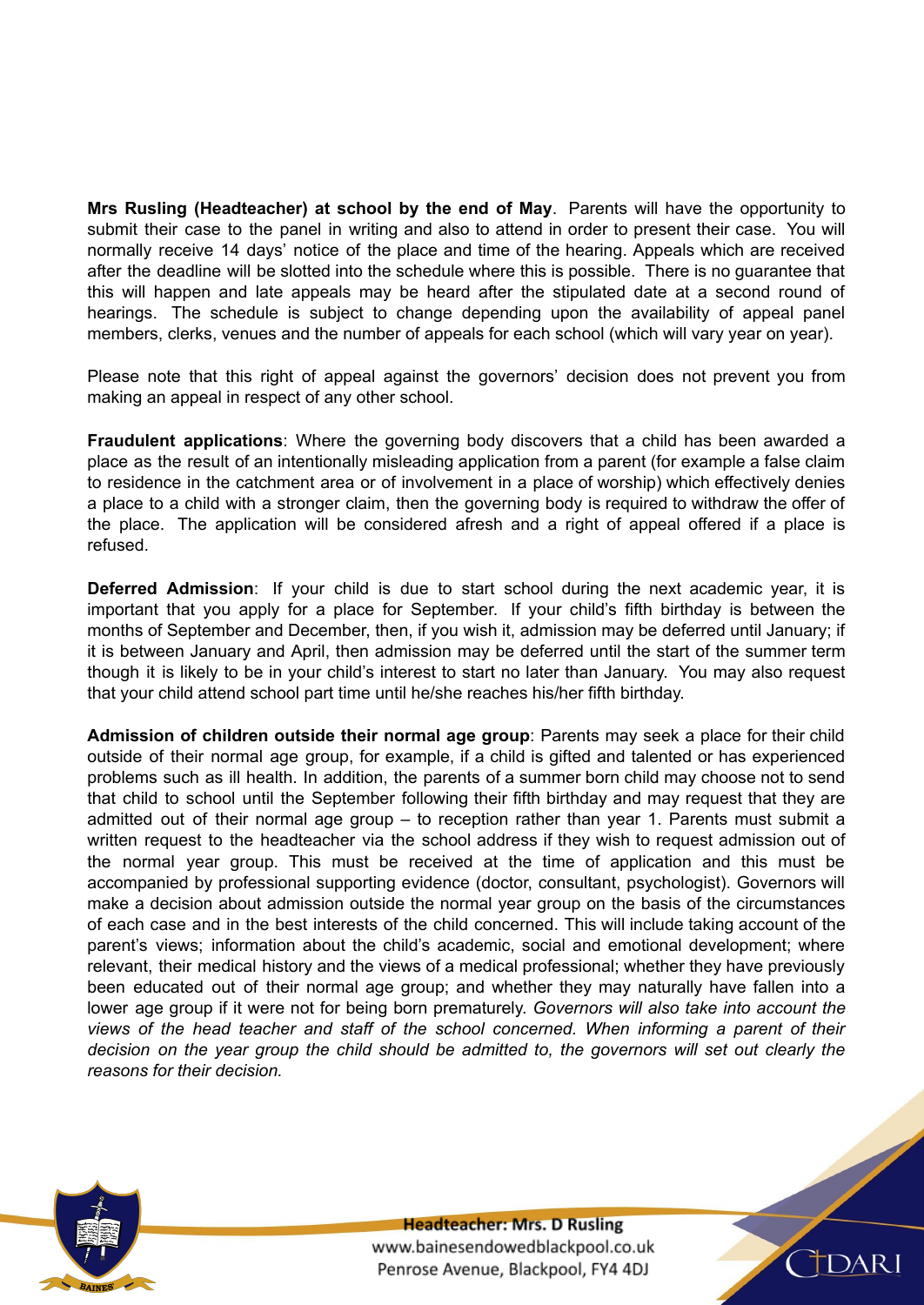**Mrs Rusling (Headteacher) at school by the end of May**. Parents will have the opportunity to submit their case to the panel in writing and also to attend in order to present their case. You will normally receive 14 days' notice of the place and time of the hearing. Appeals which are received after the deadline will be slotted into the schedule where this is possible. There is no guarantee that this will happen and late appeals may be heard after the stipulated date at a second round of hearings. The schedule is subject to change depending upon the availability of appeal panel members, clerks, venues and the number of appeals for each school (which will vary year on year).

Please note that this right of appeal against the governors' decision does not prevent you from making an appeal in respect of any other school.

**Fraudulent applications**: Where the governing body discovers that a child has been awarded a place as the result of an intentionally misleading application from a parent (for example a false claim to residence in the catchment area or of involvement in a place of worship) which effectively denies a place to a child with a stronger claim, then the governing body is required to withdraw the offer of the place. The application will be considered afresh and a right of appeal offered if a place is refused.

**Deferred Admission**: If your child is due to start school during the next academic year, it is important that you apply for a place for September. If your child's fifth birthday is between the months of September and December, then, if you wish it, admission may be deferred until January; if it is between January and April, then admission may be deferred until the start of the summer term though it is likely to be in your child's interest to start no later than January. You may also request that your child attend school part time until he/she reaches his/her fifth birthday.

**Admission of children outside their normal age group**: Parents may seek a place for their child outside of their normal age group, for example, if a child is gifted and talented or has experienced problems such as ill health. In addition, the parents of a summer born child may choose not to send that child to school until the September following their fifth birthday and may request that they are admitted out of their normal age group – to reception rather than year 1. Parents must submit a written request to the headteacher via the school address if they wish to request admission out of the normal year group. This must be received at the time of application and this must be accompanied by professional supporting evidence (doctor, consultant, psychologist). Governors will make a decision about admission outside the normal year group on the basis of the circumstances of each case and in the best interests of the child concerned. This will include taking account of the parent's views; information about the child's academic, social and emotional development; where relevant, their medical history and the views of a medical professional; whether they have previously been educated out of their normal age group; and whether they may naturally have fallen into a lower age group if it were not for being born prematurely. *Governors will also take into account the views of the head teacher and staff of the school concerned. When informing a parent of their decision on the year group the child should be admitted to, the governors will set out clearly the reasons for their decision.*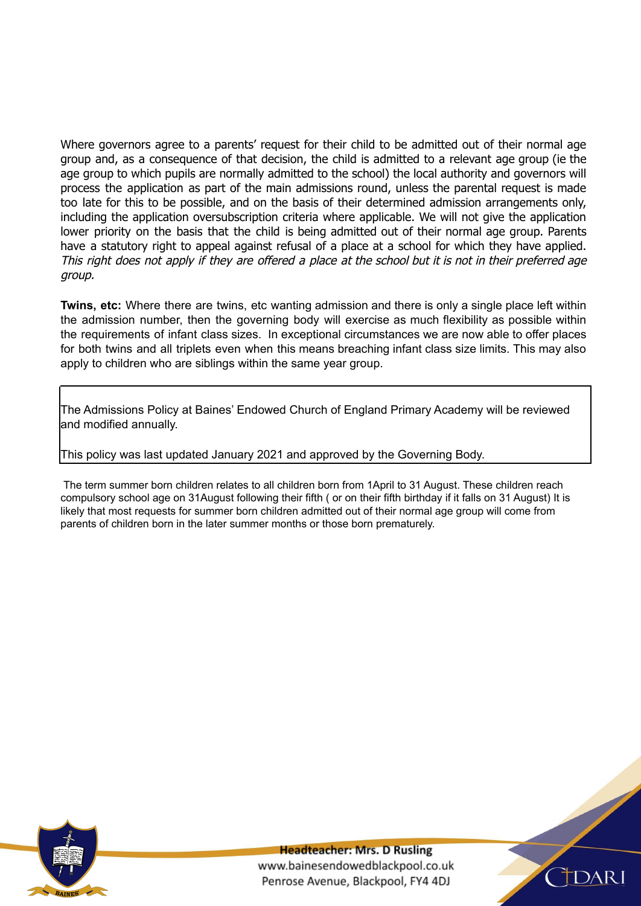Where governors agree to a parents' request for their child to be admitted out of their normal age group and, as a consequence of that decision, the child is admitted to a relevant age group (ie the age group to which pupils are normally admitted to the school) the local authority and governors will process the application as part of the main admissions round, unless the parental request is made too late for this to be possible, and on the basis of their determined admission arrangements only, including the application oversubscription criteria where applicable. We will not give the application lower priority on the basis that the child is being admitted out of their normal age group. Parents have a statutory right to appeal against refusal of a place at a school for which they have applied. *This right does not apply if they are offered a place at the school but it is not in their preferred age group.*

**Twins, etc:** Where there are twins, etc wanting admission and there is only a single place left within the admission number, then the governing body will exercise as much flexibility as possible within the requirements of infant class sizes. In exceptional circumstances we are now able to offer places for both twins and all triplets even when this means breaching infant class size limits. This may also apply to children who are siblings within the same year group.

The Admissions Policy at Baines' Endowed Church of England Primary Academy will be reviewed and modified annually.

This policy was last updated January 2021 and approved by the Governing Body.

The term summer born children relates to all children born from 1April to 31 August. These children reach compulsory school age on 31August following their fifth ( or on their fifth birthday if it falls on 31 August) It is likely that most requests for summer born children admitted out of their normal age group will come from parents of children born in the later summer months or those born prematurely.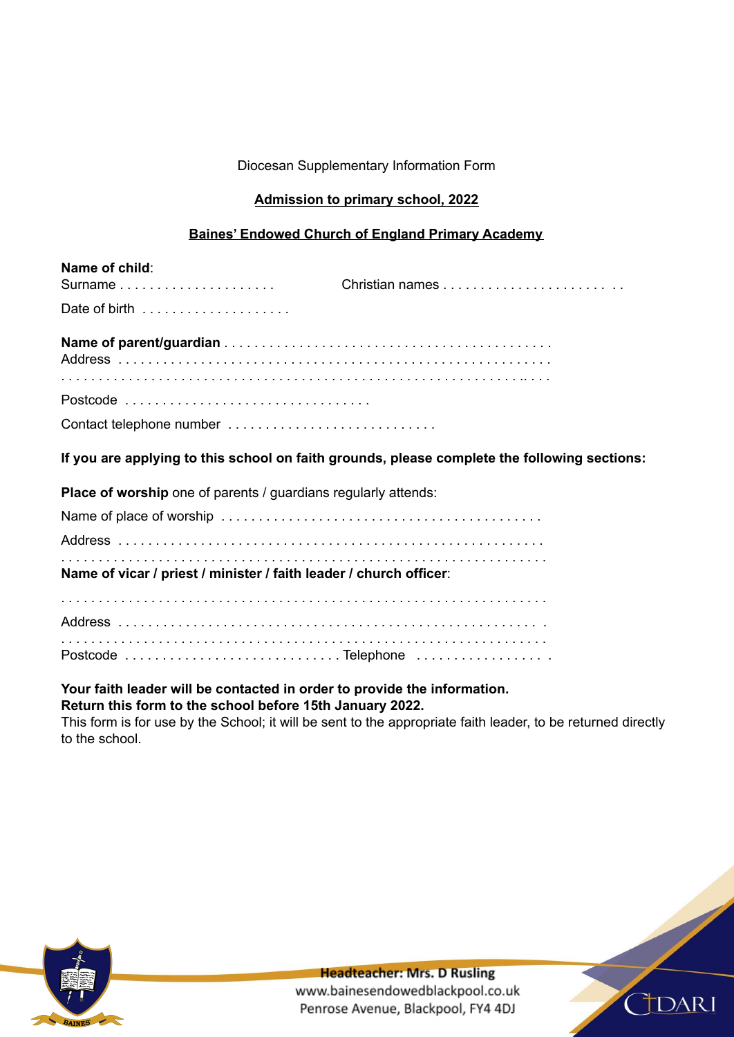Diocesan Supplementary Information Form

**Admission to primary school, 2022**

**Baines' Endowed Church of England Primary Academy**

**Name of child**:

Surname . . . . . . . . . . . . . . . . . . . . . Christian names . . . . . . . . . . . . . . . . . . . . . . . .

Date of birth . . . . . . . . . . . . . . . . . . . .

**Name of parent/guardian** . . . . . . . . . . . . . . . . . . . . . . . . . . . . . . . . . . . . . . . . . . .

Address . . . . . . . . . . . . . . . . . . . . . . . . . . . . . . . . . . . . . . . . . . . . . . . . . . . . . .

. . . . . . . . . . . . . . . . . . . . . . . . . . . . . . . . . . . . . . . . . . . . . . . . . . . . . . . . . . . . . . .

Postcode . . . . . . . . . . . . . . . . . . . . . . . . . . . . . . . . .

Contact telephone number . . . . . . . . . . . . . . . . . . . . . . . . . . . .

**If you are applying to this school on faith grounds, please complete the following sections:**

**Place of worship** one of parents / guardians regularly attends:

Name of place of worship . . . . . . . . . . . . . . . . . . . . . . . . . . . . . . . . . . . . . . . . .

Address . . . . . . . . . . . . . . . . . . . . . . . . . . . . . . . . . . . . . . . . . . . . . . . . . . . . . .

. . . . . . . . . . . . . . . . . . . . . . . . . . . . . . . . . . . . . . . . . . . . . . . . . . . . . . . . . . . . . . .

**Name of vicar / priest / minister / faith leader / church officer**:

. . . . . . . . . . . . . . . . . . . . . . . . . . . . . . . . . . . . . . . . . . . . . . . . . . . . . . . . . . . . . . .

Address . . . . . . . . . . . . . . . . . . . . . . . . . . . . . . . . . . . . . . . . . . . . . . . . . . . . . .

. . . . . . . . . . . . . . . . . . . . . . . . . . . . . . . . . . . . . . . . . . . . . . . . . . . . . . . . . . . . . . .

Postcode . . . . . . . . . . . . . . . . . . . . . . . . . . . . Telephone . . . . . . . . . . . . . . . . . .

**Your faith leader will be contacted in order to provide the information.**
**Return this form to the school before 15th January 2022.**
This form is for use by the School; it will be sent to the appropriate faith leader, to be returned directly to the school.

**Headteacher: Mrs. D Rusling**
www.bainesendowedblackpool.co.uk
Penrose Avenue, Blackpool, FY4 4DJ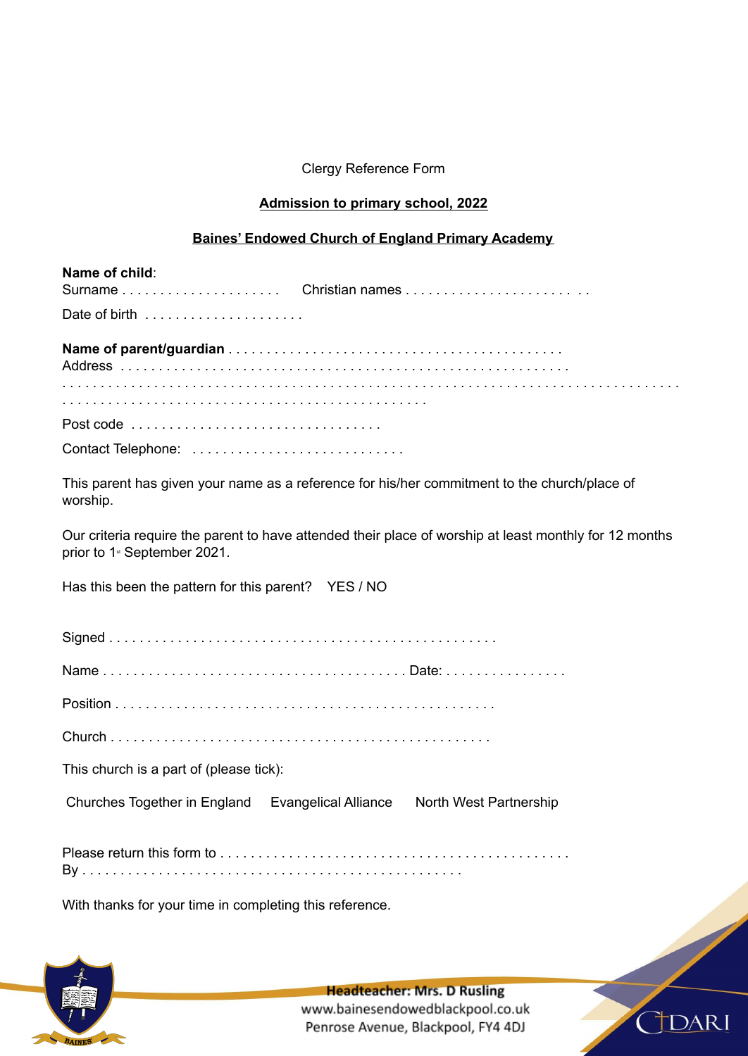Clergy Reference Form

**Admission to primary school, 2022**

**Baines' Endowed Church of England Primary Academy**

**Name of child**:
Surname . . . . . . . . . . . . . . . . . . . . . Christian names . . . . . . . . . . . . . . . . . . . . . . . .

Date of birth . . . . . . . . . . . . . . . . . . . . .

**Name of parent/guardian** . . . . . . . . . . . . . . . . . . . . . . . . . . . . . . . . . . . . . . . . . . .
Address . . . . . . . . . . . . . . . . . . . . . . . . . . . . . . . . . . . . . . . . . . . . . . . . . . . . . . . .
. . . . . . . . . . . . . . . . . . . . . . . . . . . . . . . . . . . . . . . . . . . . . . . . . . . . . . . . . . . . . . . . . . . . . . . . . . . . . . .
. . . . . . . . . . . . . . . . . . . . . . . . . . . . . . . . . . . . . . . . . . . . . . .

Post code . . . . . . . . . . . . . . . . . . . . . . . . . . . . . . . .

Contact Telephone: . . . . . . . . . . . . . . . . . . . . . . . . . . . .

This parent has given your name as a reference for his/her commitment to the church/place of worship.

Our criteria require the parent to have attended their place of worship at least monthly for 12 months prior to 1st September 2021.

Has this been the pattern for this parent? YES / NO

Signed . . . . . . . . . . . . . . . . . . . . . . . . . . . . . . . . . . . . . . . . . . . . . . . . . .

Name . . . . . . . . . . . . . . . . . . . . . . . . . . . . . . . . . . . . . . . Date: . . . . . . . . . . . . . . . .

Position . . . . . . . . . . . . . . . . . . . . . . . . . . . . . . . . . . . . . . . . . . . . . . . . .

Church . . . . . . . . . . . . . . . . . . . . . . . . . . . . . . . . . . . . . . . . . . . . . . . . .

This church is a part of (please tick):

Churches Together in England    Evangelical Alliance    North West Partnership

Please return this form to . . . . . . . . . . . . . . . . . . . . . . . . . . . . . . . . . . . . . . . . . . . .
By . . . . . . . . . . . . . . . . . . . . . . . . . . . . . . . . . . . . . . . . . . . . . . . .

With thanks for your time in completing this reference.

**Headteacher: Mrs. D Rusling**
www.bainesendowedblackpool.co.uk
Penrose Avenue, Blackpool, FY4 4DJ